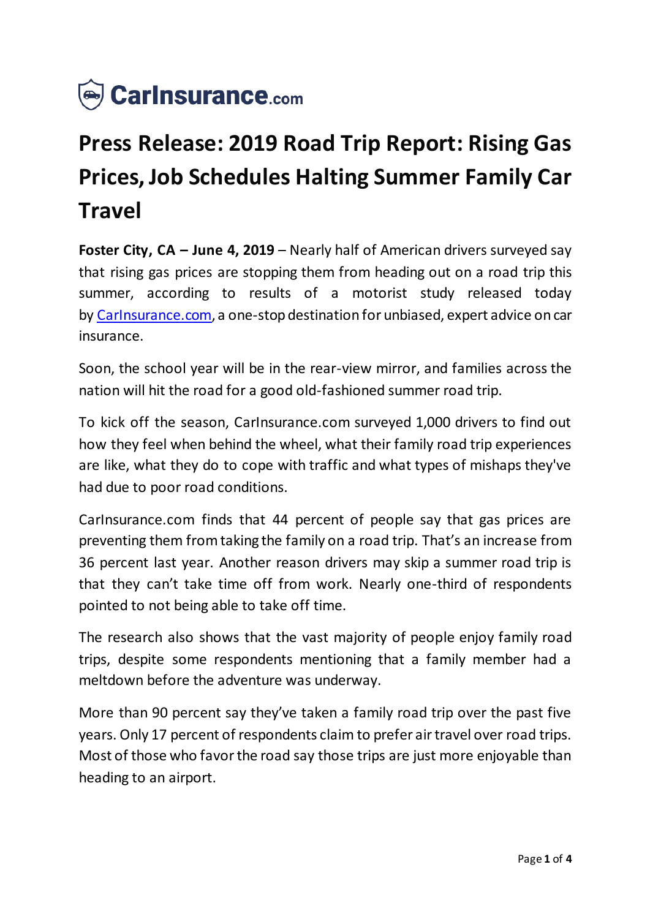CarInsurance.com

# Press Release: 2019 Road Trip Report: Rising Gas Prices, Job Schedules Halting Summer Family Car Travel

**Foster City, CA – June 4, 2019** – Nearly half of American drivers surveyed say that rising gas prices are stopping them from heading out on a road trip this summer, according to results of a motorist study released today by CarInsurance.com, a one-stop destination for unbiased, expert advice on car insurance.

Soon, the school year will be in the rear-view mirror, and families across the nation will hit the road for a good old-fashioned summer road trip.

To kick off the season, CarInsurance.com surveyed 1,000 drivers to find out how they feel when behind the wheel, what their family road trip experiences are like, what they do to cope with traffic and what types of mishaps they've had due to poor road conditions.

CarInsurance.com finds that 44 percent of people say that gas prices are preventing them from taking the family on a road trip. That's an increase from 36 percent last year. Another reason drivers may skip a summer road trip is that they can't take time off from work. Nearly one-third of respondents pointed to not being able to take off time.

The research also shows that the vast majority of people enjoy family road trips, despite some respondents mentioning that a family member had a meltdown before the adventure was underway.

More than 90 percent say they've taken a family road trip over the past five years. Only 17 percent of respondents claim to prefer air travel over road trips. Most of those who favor the road say those trips are just more enjoyable than heading to an airport.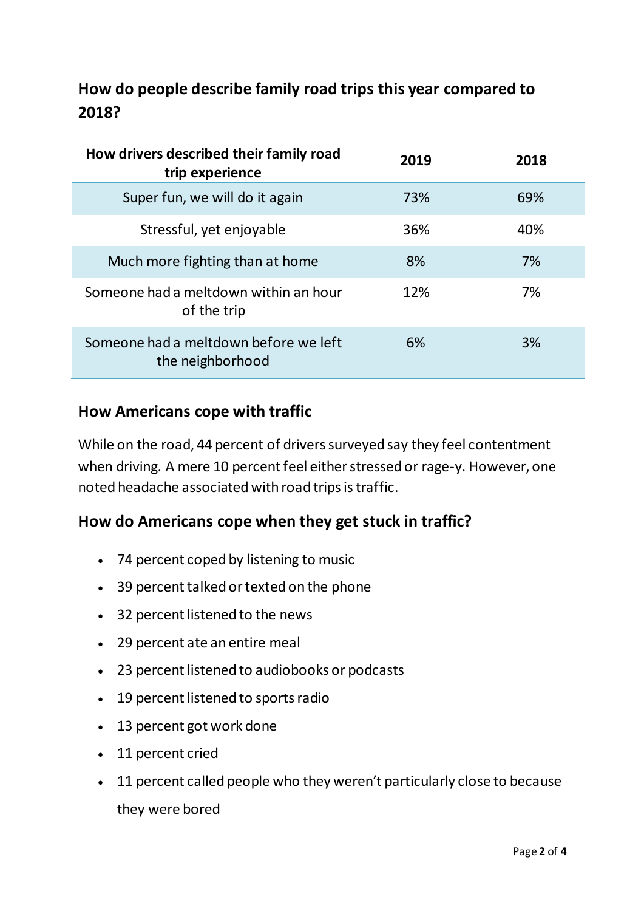## How do people describe family road trips this year compared to 2018?

| How drivers described their family road trip experience | 2019 | 2018 |
| --- | --- | --- |
| Super fun, we will do it again | 73% | 69% |
| Stressful, yet enjoyable | 36% | 40% |
| Much more fighting than at home | 8% | 7% |
| Someone had a meltdown within an hour of the trip | 12% | 7% |
| Someone had a meltdown before we left the neighborhood | 6% | 3% |

### How Americans cope with traffic

While on the road, 44 percent of drivers surveyed say they feel contentment when driving. A mere 10 percent feel either stressed or rage-y. However, one noted headache associated with road trips is traffic.

### How do Americans cope when they get stuck in traffic?

- 74 percent coped by listening to music
- 39 percent talked or texted on the phone
- 32 percent listened to the news
- 29 percent ate an entire meal
- 23 percent listened to audiobooks or podcasts
- 19 percent listened to sports radio
- 13 percent got work done
- 11 percent cried
- 11 percent called people who they weren't particularly close to because they were bored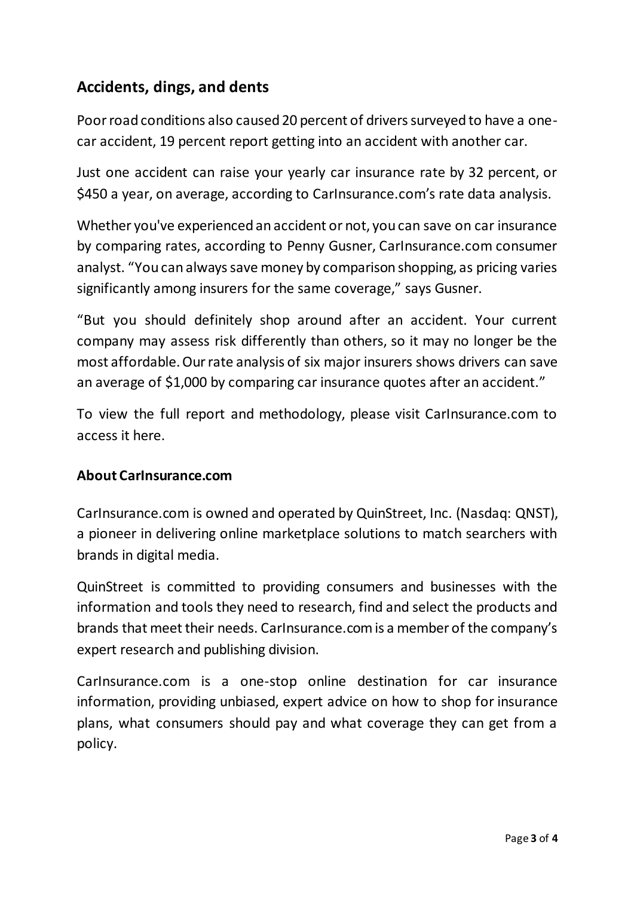## Accidents, dings, and dents

Poor road conditions also caused 20 percent of drivers surveyed to have a one-car accident, 19 percent report getting into an accident with another car.

Just one accident can raise your yearly car insurance rate by 32 percent, or $450 a year, on average, according to CarInsurance.com's rate data analysis.

Whether you've experienced an accident or not, you can save on car insurance by comparing rates, according to Penny Gusner, CarInsurance.com consumer analyst. "You can always save money by comparison shopping, as pricing varies significantly among insurers for the same coverage," says Gusner.

"But you should definitely shop around after an accident. Your current company may assess risk differently than others, so it may no longer be the most affordable. Our rate analysis of six major insurers shows drivers can save an average of $1,000 by comparing car insurance quotes after an accident."

To view the full report and methodology, please visit CarInsurance.com to access it here.

### About CarInsurance.com

CarInsurance.com is owned and operated by QuinStreet, Inc. (Nasdaq: QNST), a pioneer in delivering online marketplace solutions to match searchers with brands in digital media.

QuinStreet is committed to providing consumers and businesses with the information and tools they need to research, find and select the products and brands that meet their needs. CarInsurance.com is a member of the company's expert research and publishing division.

CarInsurance.com is a one-stop online destination for car insurance information, providing unbiased, expert advice on how to shop for insurance plans, what consumers should pay and what coverage they can get from a policy.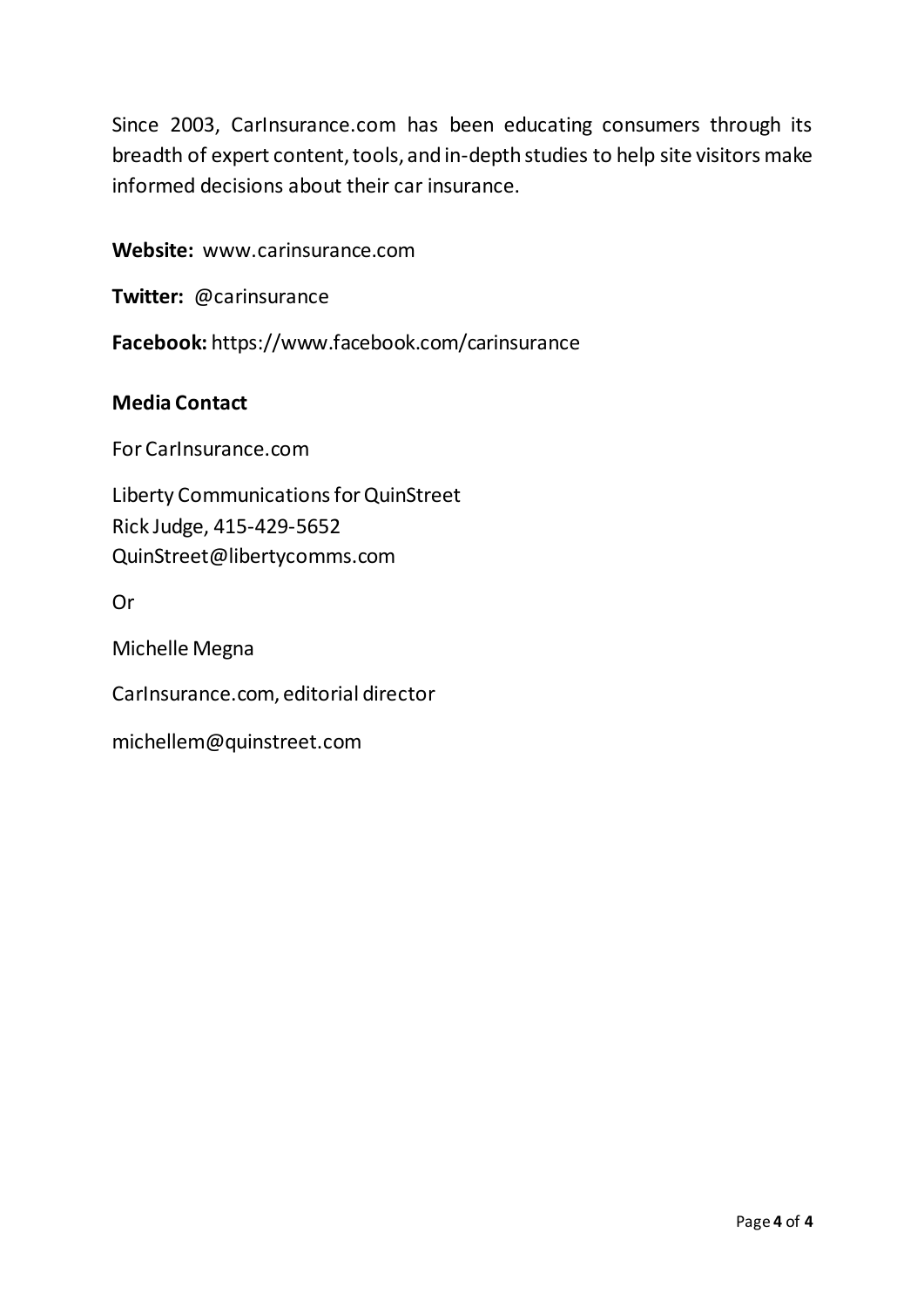Since 2003, CarInsurance.com has been educating consumers through its breadth of expert content, tools, and in-depth studies to help site visitors make informed decisions about their car insurance.

**Website:** www.carinsurance.com

**Twitter:** @carinsurance

**Facebook:** https://www.facebook.com/carinsurance

**Media Contact**

For CarInsurance.com

Liberty Communications for QuinStreet
Rick Judge, 415-429-5652
QuinStreet@libertycomms.com

Or

Michelle Megna

CarInsurance.com, editorial director

michellem@quinstreet.com